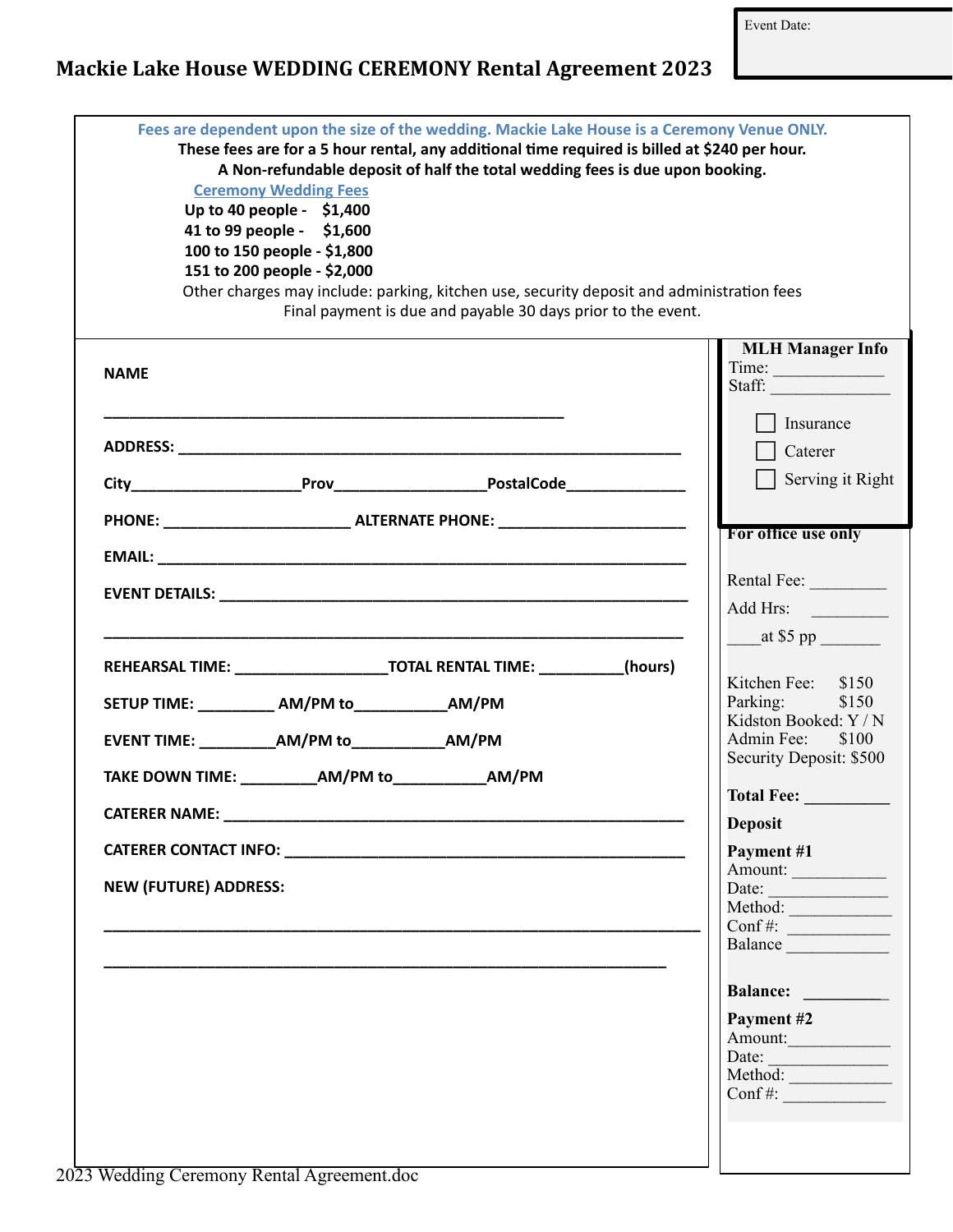Event Date:

# Mackie Lake House WEDDING CEREMONY Rental Agreement 2023

**Fees are dependent upon the size of the wedding. Mackie Lake House is a Ceremony Venue ONLY.**

**These fees are for a 5 hour rental, any additional time required is billed at $240 per hour.**

**A Non-refundable deposit of half the total wedding fees is due upon booking.**

**Ceremony Wedding Fees**

**Up to 40 people - $1,400**
**41 to 99 people - $1,600**
**100 to 150 people - $1,800**
**151 to 200 people - $2,000**

Other charges may include: parking, kitchen use, security deposit and administration fees

Final payment is due and payable 30 days prior to the event.

**NAME**

______________________________________________

**ADDRESS:** ______________________________________________

**City**________________**Prov**________________**PostalCode**____________

**PHONE:** ____________________ **ALTERNATE PHONE:** ____________________

**EMAIL:** ______________________________________________

**EVENT DETAILS:** ______________________________________________

______________________________________________

**REHEARSAL TIME:** ________________**TOTAL RENTAL TIME:** _________**(hours)**

**SETUP TIME:** ________ **AM/PM to**__________**AM/PM**

**EVENT TIME:** ________**AM/PM to**__________**AM/PM**

**TAKE DOWN TIME:** ________**AM/PM to**__________**AM/PM**

**CATERER NAME:** ______________________________________________

**CATERER CONTACT INFO:** ______________________________________________

**NEW (FUTURE) ADDRESS:**

______________________________________________

______________________________________________

**MLH Manager Info**

Time: ____________

Staff: ____________

- [ ] Insurance
- [ ] Caterer
- [ ] Serving it Right

**For office use only**

Rental Fee: ________

Add Hrs: ________

____at $5 pp _______

Kitchen Fee: $150
Parking: $150
Kidston Booked: Y / N
Admin Fee: $100
Security Deposit: $500

**Total Fee:** _________

**Deposit**

**Payment #1**
Amount: __________
Date: ____________
Method: ___________
Conf #: ___________
Balance ___________

**Balance:** _________

**Payment #2**
Amount:___________
Date: ____________
Method: ___________
Conf #: ___________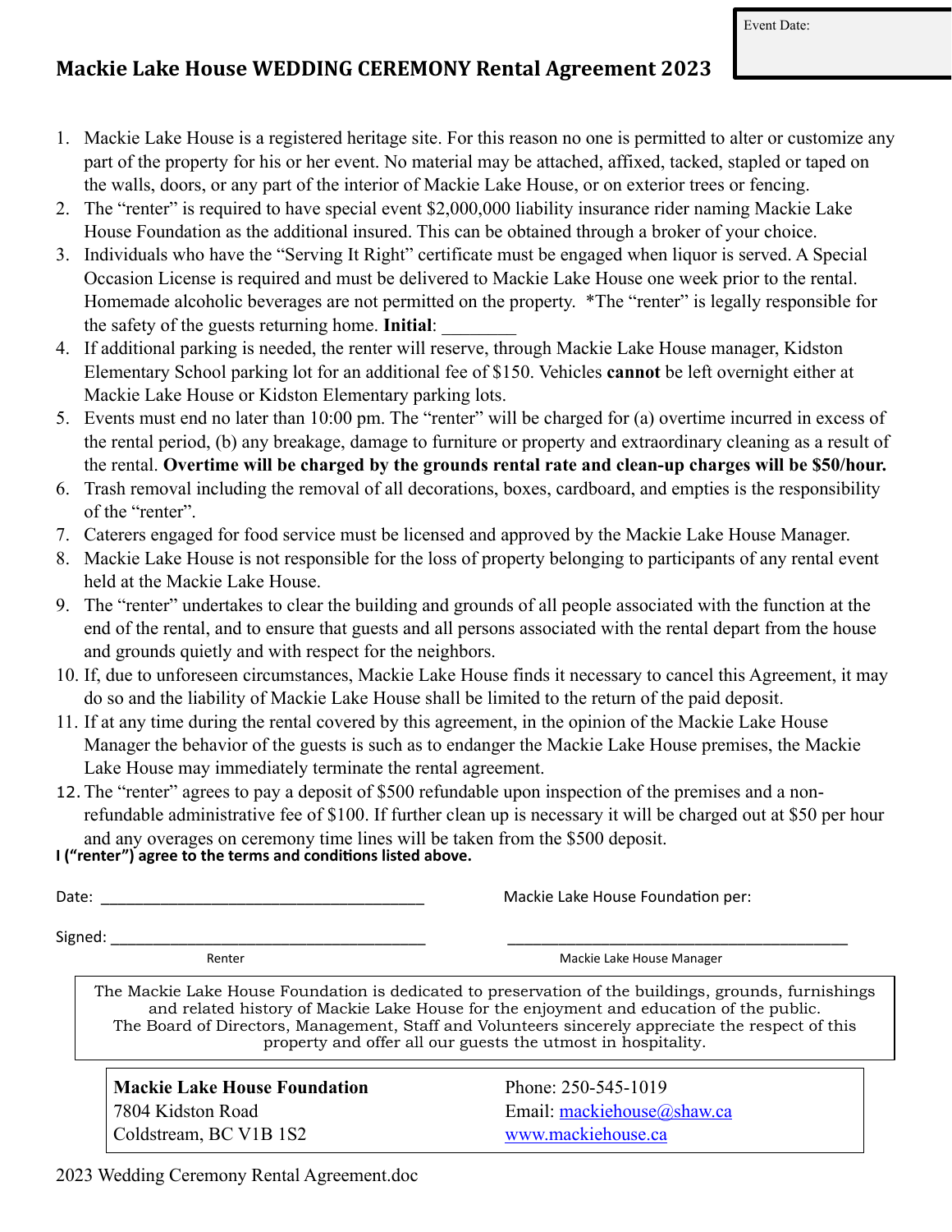Event Date:

# Mackie Lake House WEDDING CEREMONY Rental Agreement 2023

1. Mackie Lake House is a registered heritage site. For this reason no one is permitted to alter or customize any part of the property for his or her event. No material may be attached, affixed, tacked, stapled or taped on the walls, doors, or any part of the interior of Mackie Lake House, or on exterior trees or fencing.
2. The "renter" is required to have special event $2,000,000 liability insurance rider naming Mackie Lake House Foundation as the additional insured. This can be obtained through a broker of your choice.
3. Individuals who have the "Serving It Right" certificate must be engaged when liquor is served. A Special Occasion License is required and must be delivered to Mackie Lake House one week prior to the rental. Homemade alcoholic beverages are not permitted on the property. *The "renter" is legally responsible for the safety of the guests returning home. **Initial**: ________
4. If additional parking is needed, the renter will reserve, through Mackie Lake House manager, Kidston Elementary School parking lot for an additional fee of $150. Vehicles **cannot** be left overnight either at Mackie Lake House or Kidston Elementary parking lots.
5. Events must end no later than 10:00 pm. The "renter" will be charged for (a) overtime incurred in excess of the rental period, (b) any breakage, damage to furniture or property and extraordinary cleaning as a result of the rental. **Overtime will be charged by the grounds rental rate and clean-up charges will be $50/hour.**
6. Trash removal including the removal of all decorations, boxes, cardboard, and empties is the responsibility of the "renter".
7. Caterers engaged for food service must be licensed and approved by the Mackie Lake House Manager.
8. Mackie Lake House is not responsible for the loss of property belonging to participants of any rental event held at the Mackie Lake House.
9. The "renter" undertakes to clear the building and grounds of all people associated with the function at the end of the rental, and to ensure that guests and all persons associated with the rental depart from the house and grounds quietly and with respect for the neighbors.
10. If, due to unforeseen circumstances, Mackie Lake House finds it necessary to cancel this Agreement, it may do so and the liability of Mackie Lake House shall be limited to the return of the paid deposit.
11. If at any time during the rental covered by this agreement, in the opinion of the Mackie Lake House Manager the behavior of the guests is such as to endanger the Mackie Lake House premises, the Mackie Lake House may immediately terminate the rental agreement.
12. The "renter" agrees to pay a deposit of $500 refundable upon inspection of the premises and a non-refundable administrative fee of $100. If further clean up is necessary it will be charged out at $50 per hour and any overages on ceremony time lines will be taken from the $500 deposit.

**I ("renter") agree to the terms and conditions listed above.**

Date: ______________________________________ Mackie Lake House Foundation per:

Signed: ______________________________________ ______________________________________

Renter Mackie Lake House Manager

The Mackie Lake House Foundation is dedicated to preservation of the buildings, grounds, furnishings and related history of Mackie Lake House for the enjoyment and education of the public. The Board of Directors, Management, Staff and Volunteers sincerely appreciate the respect of this property and offer all our guests the utmost in hospitality.

**Mackie Lake House Foundation**
7804 Kidston Road
Coldstream, BC V1B 1S2

Phone: 250-545-1019
Email: mackiehouse@shaw.ca
www.mackiehouse.ca

2023 Wedding Ceremony Rental Agreement.doc